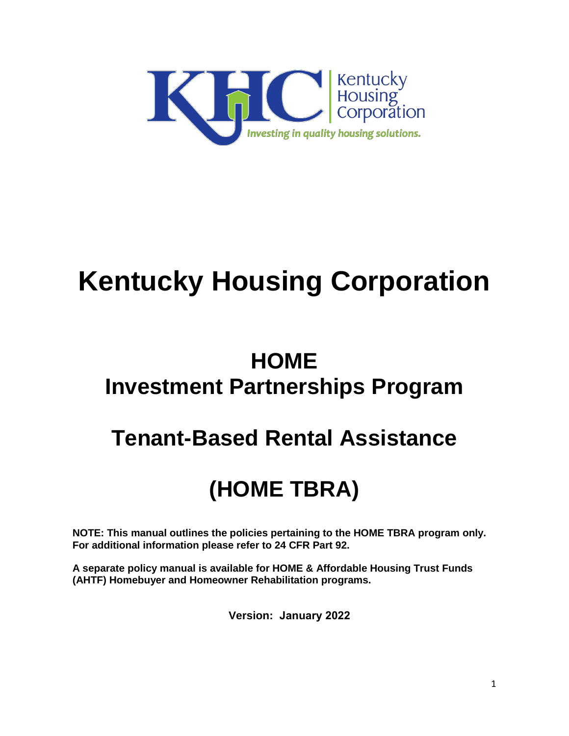Kentucky Housing Corporation

*Investing in quality housing solutions.*

# Kentucky Housing Corporation

## HOME
## Investment Partnerships Program

## Tenant-Based Rental Assistance

## (HOME TBRA)

**NOTE: This manual outlines the policies pertaining to the HOME TBRA program only. For additional information please refer to 24 CFR Part 92.**

**A separate policy manual is available for HOME & Affordable Housing Trust Funds (AHTF) Homebuyer and Homeowner Rehabilitation programs.**

**Version: January 2022**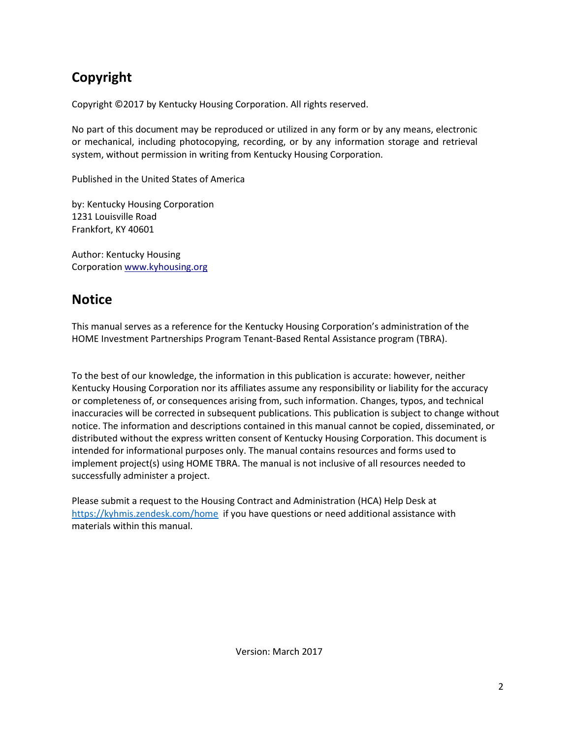## Copyright

Copyright ©2017 by Kentucky Housing Corporation. All rights reserved.

No part of this document may be reproduced or utilized in any form or by any means, electronic or mechanical, including photocopying, recording, or by any information storage and retrieval system, without permission in writing from Kentucky Housing Corporation.

Published in the United States of America

by: Kentucky Housing Corporation
1231 Louisville Road
Frankfort, KY 40601

Author: Kentucky Housing
Corporation [www.kyhousing.org](http://www.kyhousing.org)

## Notice

This manual serves as a reference for the Kentucky Housing Corporation's administration of the HOME Investment Partnerships Program Tenant-Based Rental Assistance program (TBRA).

To the best of our knowledge, the information in this publication is accurate: however, neither Kentucky Housing Corporation nor its affiliates assume any responsibility or liability for the accuracy or completeness of, or consequences arising from, such information. Changes, typos, and technical inaccuracies will be corrected in subsequent publications. This publication is subject to change without notice. The information and descriptions contained in this manual cannot be copied, disseminated, or distributed without the express written consent of Kentucky Housing Corporation. This document is intended for informational purposes only. The manual contains resources and forms used to implement project(s) using HOME TBRA. The manual is not inclusive of all resources needed to successfully administer a project.

Please submit a request to the Housing Contract and Administration (HCA) Help Desk at [https://kyhmis.zendesk.com/home](https://kyhmis.zendesk.com/home) if you have questions or need additional assistance with materials within this manual.

Version: March 2017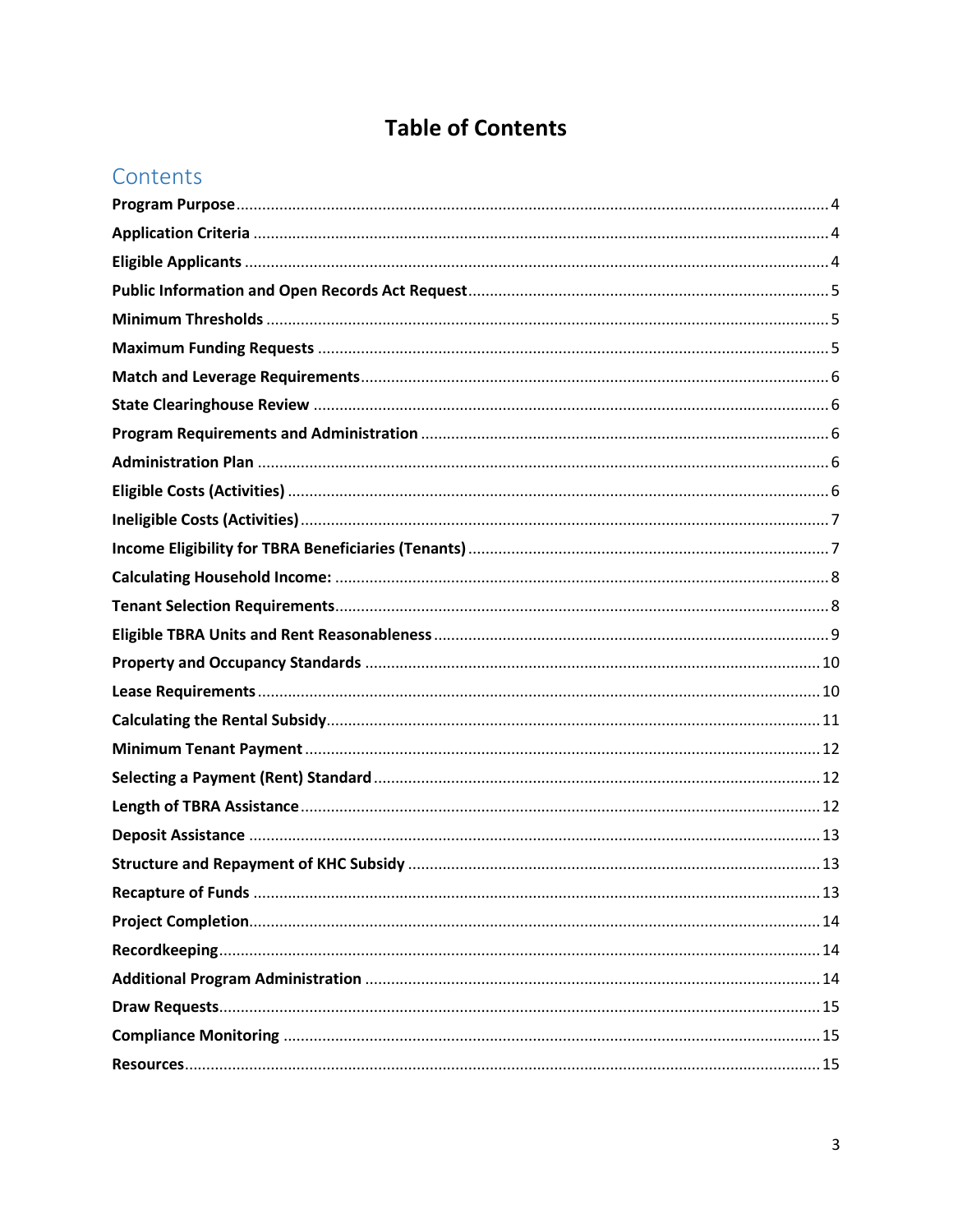# Table of Contents

## Contents

| Section | Page |
|---|---|
| **Program Purpose** | 4 |
| **Application Criteria** | 4 |
| **Eligible Applicants** | 4 |
| **Public Information and Open Records Act Request** | 5 |
| **Minimum Thresholds** | 5 |
| **Maximum Funding Requests** | 5 |
| **Match and Leverage Requirements** | 6 |
| **State Clearinghouse Review** | 6 |
| **Program Requirements and Administration** | 6 |
| **Administration Plan** | 6 |
| **Eligible Costs (Activities)** | 6 |
| **Ineligible Costs (Activities)** | 7 |
| **Income Eligibility for TBRA Beneficiaries (Tenants)** | 7 |
| **Calculating Household Income:** | 8 |
| **Tenant Selection Requirements** | 8 |
| **Eligible TBRA Units and Rent Reasonableness** | 9 |
| **Property and Occupancy Standards** | 10 |
| **Lease Requirements** | 10 |
| **Calculating the Rental Subsidy** | 11 |
| **Minimum Tenant Payment** | 12 |
| **Selecting a Payment (Rent) Standard** | 12 |
| **Length of TBRA Assistance** | 12 |
| **Deposit Assistance** | 13 |
| **Structure and Repayment of KHC Subsidy** | 13 |
| **Recapture of Funds** | 13 |
| **Project Completion** | 14 |
| **Recordkeeping** | 14 |
| **Additional Program Administration** | 14 |
| **Draw Requests** | 15 |
| **Compliance Monitoring** | 15 |
| **Resources** | 15 |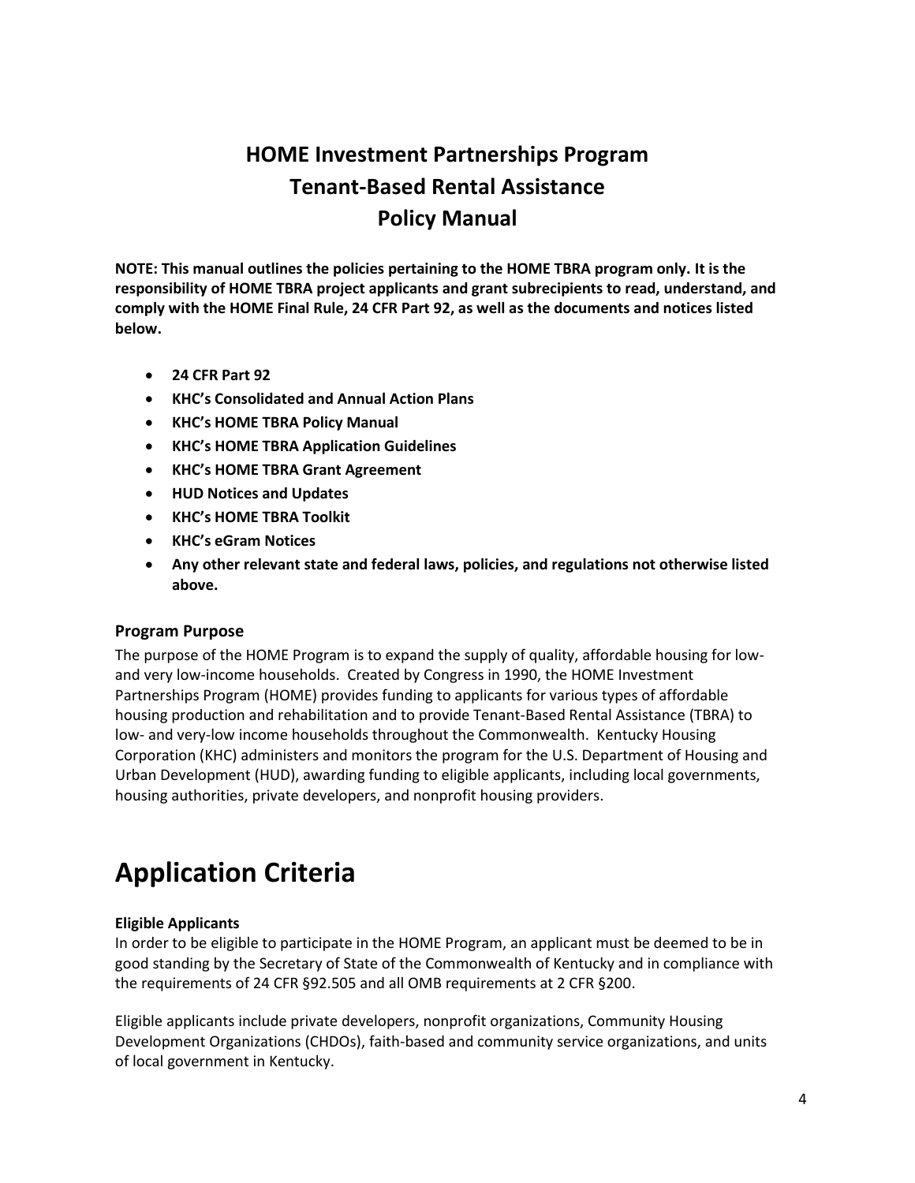# HOME Investment Partnerships Program
# Tenant-Based Rental Assistance
# Policy Manual

**NOTE: This manual outlines the policies pertaining to the HOME TBRA program only. It is the responsibility of HOME TBRA project applicants and grant subrecipients to read, understand, and comply with the HOME Final Rule, 24 CFR Part 92, as well as the documents and notices listed below.**

- **24 CFR Part 92**
- **KHC's Consolidated and Annual Action Plans**
- **KHC's HOME TBRA Policy Manual**
- **KHC's HOME TBRA Application Guidelines**
- **KHC's HOME TBRA Grant Agreement**
- **HUD Notices and Updates**
- **KHC's HOME TBRA Toolkit**
- **KHC's eGram Notices**
- **Any other relevant state and federal laws, policies, and regulations not otherwise listed above.**

### Program Purpose

The purpose of the HOME Program is to expand the supply of quality, affordable housing for low- and very low-income households. Created by Congress in 1990, the HOME Investment Partnerships Program (HOME) provides funding to applicants for various types of affordable housing production and rehabilitation and to provide Tenant-Based Rental Assistance (TBRA) to low- and very-low income households throughout the Commonwealth. Kentucky Housing Corporation (KHC) administers and monitors the program for the U.S. Department of Housing and Urban Development (HUD), awarding funding to eligible applicants, including local governments, housing authorities, private developers, and nonprofit housing providers.

# Application Criteria

**Eligible Applicants**

In order to be eligible to participate in the HOME Program, an applicant must be deemed to be in good standing by the Secretary of State of the Commonwealth of Kentucky and in compliance with the requirements of 24 CFR §92.505 and all OMB requirements at 2 CFR §200.

Eligible applicants include private developers, nonprofit organizations, Community Housing Development Organizations (CHDOs), faith-based and community service organizations, and units of local government in Kentucky.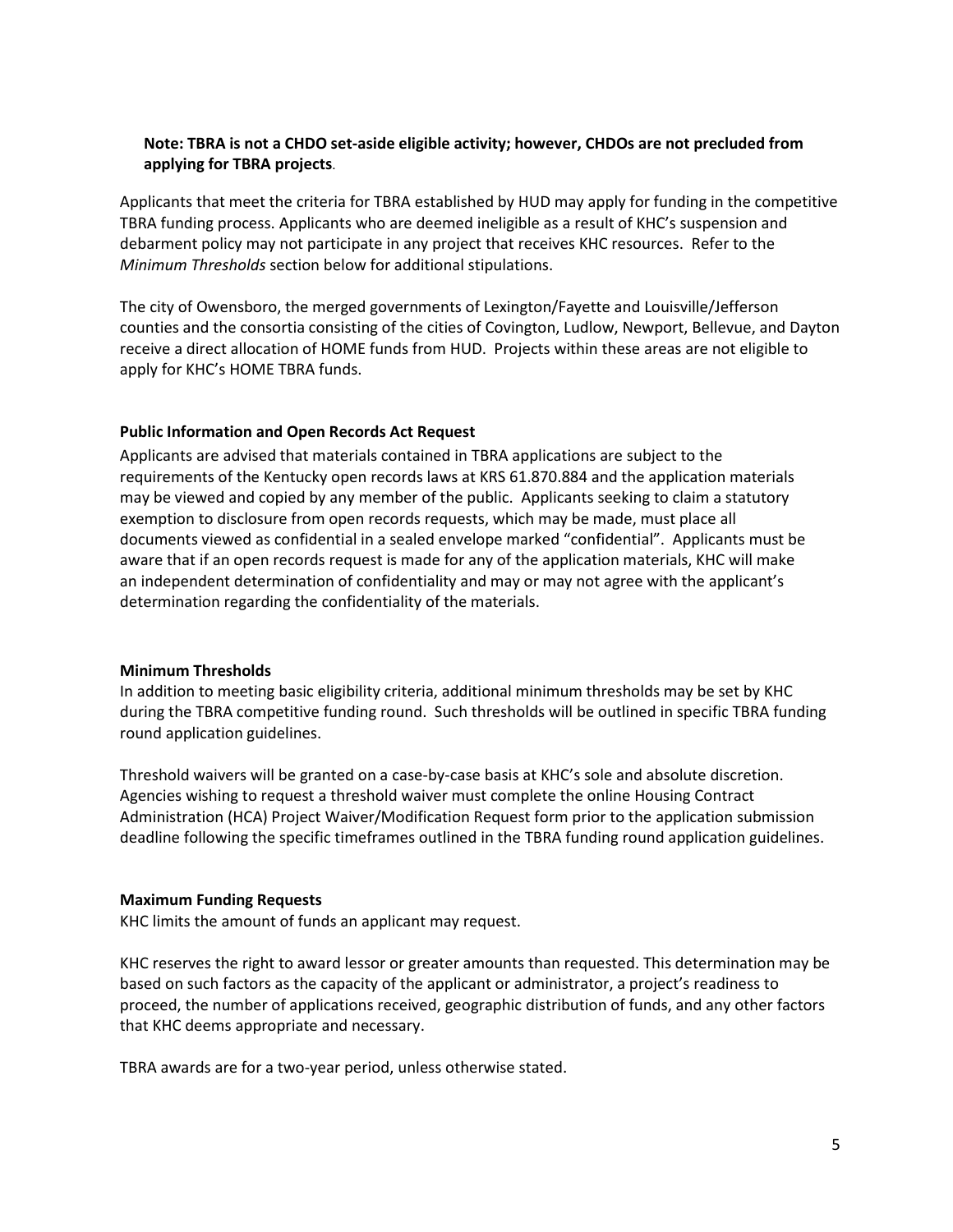**Note: TBRA is not a CHDO set-aside eligible activity; however, CHDOs are not precluded from applying for TBRA projects**.

Applicants that meet the criteria for TBRA established by HUD may apply for funding in the competitive TBRA funding process. Applicants who are deemed ineligible as a result of KHC's suspension and debarment policy may not participate in any project that receives KHC resources. Refer to the *Minimum Thresholds* section below for additional stipulations.

The city of Owensboro, the merged governments of Lexington/Fayette and Louisville/Jefferson counties and the consortia consisting of the cities of Covington, Ludlow, Newport, Bellevue, and Dayton receive a direct allocation of HOME funds from HUD. Projects within these areas are not eligible to apply for KHC's HOME TBRA funds.

**Public Information and Open Records Act Request**

Applicants are advised that materials contained in TBRA applications are subject to the requirements of the Kentucky open records laws at KRS 61.870.884 and the application materials may be viewed and copied by any member of the public. Applicants seeking to claim a statutory exemption to disclosure from open records requests, which may be made, must place all documents viewed as confidential in a sealed envelope marked "confidential". Applicants must be aware that if an open records request is made for any of the application materials, KHC will make an independent determination of confidentiality and may or may not agree with the applicant's determination regarding the confidentiality of the materials.

**Minimum Thresholds**

In addition to meeting basic eligibility criteria, additional minimum thresholds may be set by KHC during the TBRA competitive funding round. Such thresholds will be outlined in specific TBRA funding round application guidelines.

Threshold waivers will be granted on a case-by-case basis at KHC's sole and absolute discretion. Agencies wishing to request a threshold waiver must complete the online Housing Contract Administration (HCA) Project Waiver/Modification Request form prior to the application submission deadline following the specific timeframes outlined in the TBRA funding round application guidelines.

**Maximum Funding Requests**

KHC limits the amount of funds an applicant may request.

KHC reserves the right to award lessor or greater amounts than requested. This determination may be based on such factors as the capacity of the applicant or administrator, a project's readiness to proceed, the number of applications received, geographic distribution of funds, and any other factors that KHC deems appropriate and necessary.

TBRA awards are for a two-year period, unless otherwise stated.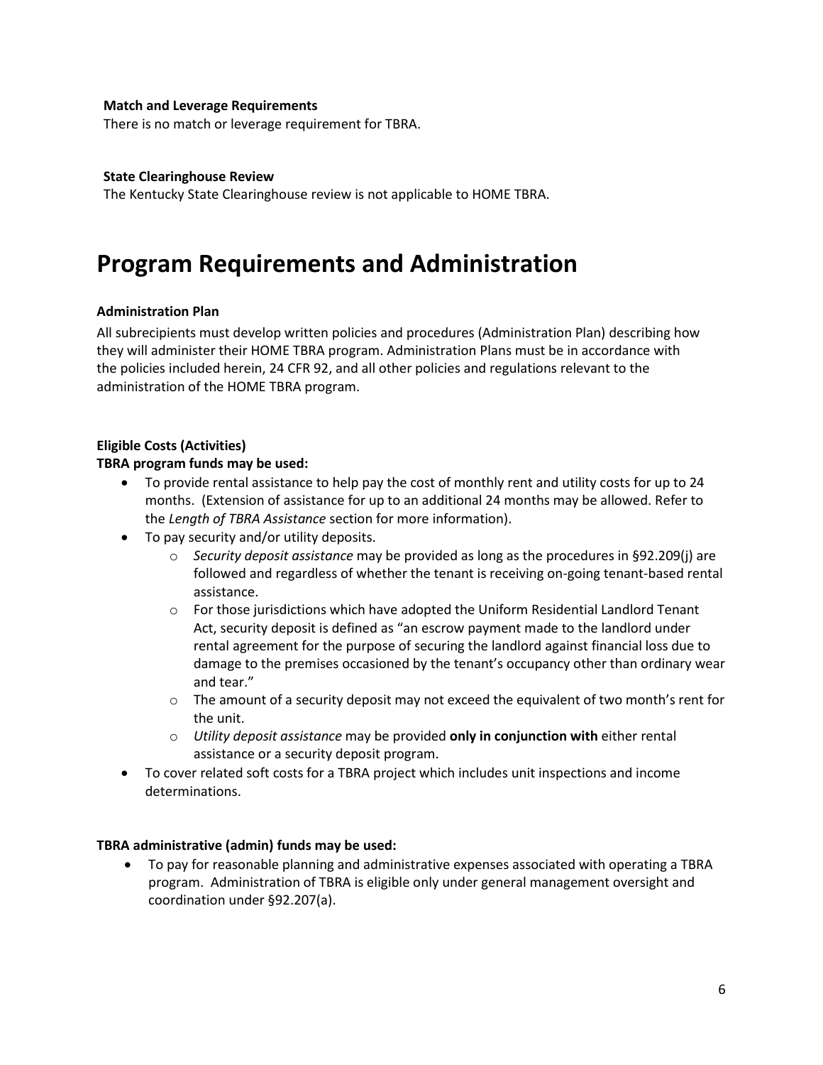**Match and Leverage Requirements**

There is no match or leverage requirement for TBRA.

**State Clearinghouse Review**

The Kentucky State Clearinghouse review is not applicable to HOME TBRA.

# Program Requirements and Administration

**Administration Plan**

All subrecipients must develop written policies and procedures (Administration Plan) describing how they will administer their HOME TBRA program. Administration Plans must be in accordance with the policies included herein, 24 CFR 92, and all other policies and regulations relevant to the administration of the HOME TBRA program.

**Eligible Costs (Activities)**

**TBRA program funds may be used:**

- To provide rental assistance to help pay the cost of monthly rent and utility costs for up to 24 months. (Extension of assistance for up to an additional 24 months may be allowed. Refer to the *Length of TBRA Assistance* section for more information).
- To pay security and/or utility deposits.
  - *Security deposit assistance* may be provided as long as the procedures in §92.209(j) are followed and regardless of whether the tenant is receiving on-going tenant-based rental assistance.
  - For those jurisdictions which have adopted the Uniform Residential Landlord Tenant Act, security deposit is defined as "an escrow payment made to the landlord under rental agreement for the purpose of securing the landlord against financial loss due to damage to the premises occasioned by the tenant's occupancy other than ordinary wear and tear."
  - The amount of a security deposit may not exceed the equivalent of two month's rent for the unit.
  - *Utility deposit assistance* may be provided **only in conjunction with** either rental assistance or a security deposit program.
- To cover related soft costs for a TBRA project which includes unit inspections and income determinations.

**TBRA administrative (admin) funds may be used:**

- To pay for reasonable planning and administrative expenses associated with operating a TBRA program. Administration of TBRA is eligible only under general management oversight and coordination under §92.207(a).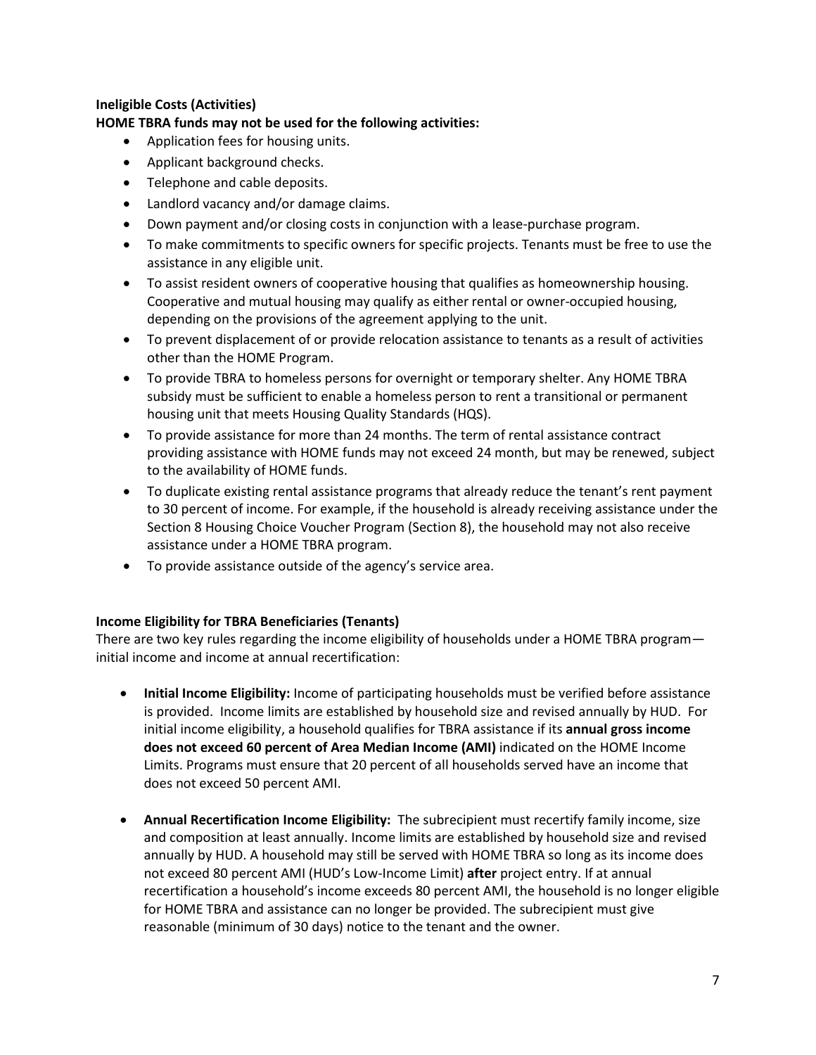**Ineligible Costs (Activities)**

**HOME TBRA funds may not be used for the following activities:**

- Application fees for housing units.
- Applicant background checks.
- Telephone and cable deposits.
- Landlord vacancy and/or damage claims.
- Down payment and/or closing costs in conjunction with a lease-purchase program.
- To make commitments to specific owners for specific projects. Tenants must be free to use the assistance in any eligible unit.
- To assist resident owners of cooperative housing that qualifies as homeownership housing. Cooperative and mutual housing may qualify as either rental or owner-occupied housing, depending on the provisions of the agreement applying to the unit.
- To prevent displacement of or provide relocation assistance to tenants as a result of activities other than the HOME Program.
- To provide TBRA to homeless persons for overnight or temporary shelter. Any HOME TBRA subsidy must be sufficient to enable a homeless person to rent a transitional or permanent housing unit that meets Housing Quality Standards (HQS).
- To provide assistance for more than 24 months. The term of rental assistance contract providing assistance with HOME funds may not exceed 24 month, but may be renewed, subject to the availability of HOME funds.
- To duplicate existing rental assistance programs that already reduce the tenant's rent payment to 30 percent of income. For example, if the household is already receiving assistance under the Section 8 Housing Choice Voucher Program (Section 8), the household may not also receive assistance under a HOME TBRA program.
- To provide assistance outside of the agency's service area.

**Income Eligibility for TBRA Beneficiaries (Tenants)**

There are two key rules regarding the income eligibility of households under a HOME TBRA program—initial income and income at annual recertification:

- **Initial Income Eligibility:** Income of participating households must be verified before assistance is provided. Income limits are established by household size and revised annually by HUD. For initial income eligibility, a household qualifies for TBRA assistance if its **annual gross income does not exceed 60 percent of Area Median Income (AMI)** indicated on the HOME Income Limits. Programs must ensure that 20 percent of all households served have an income that does not exceed 50 percent AMI.

- **Annual Recertification Income Eligibility:** The subrecipient must recertify family income, size and composition at least annually. Income limits are established by household size and revised annually by HUD. A household may still be served with HOME TBRA so long as its income does not exceed 80 percent AMI (HUD's Low-Income Limit) **after** project entry. If at annual recertification a household's income exceeds 80 percent AMI, the household is no longer eligible for HOME TBRA and assistance can no longer be provided. The subrecipient must give reasonable (minimum of 30 days) notice to the tenant and the owner.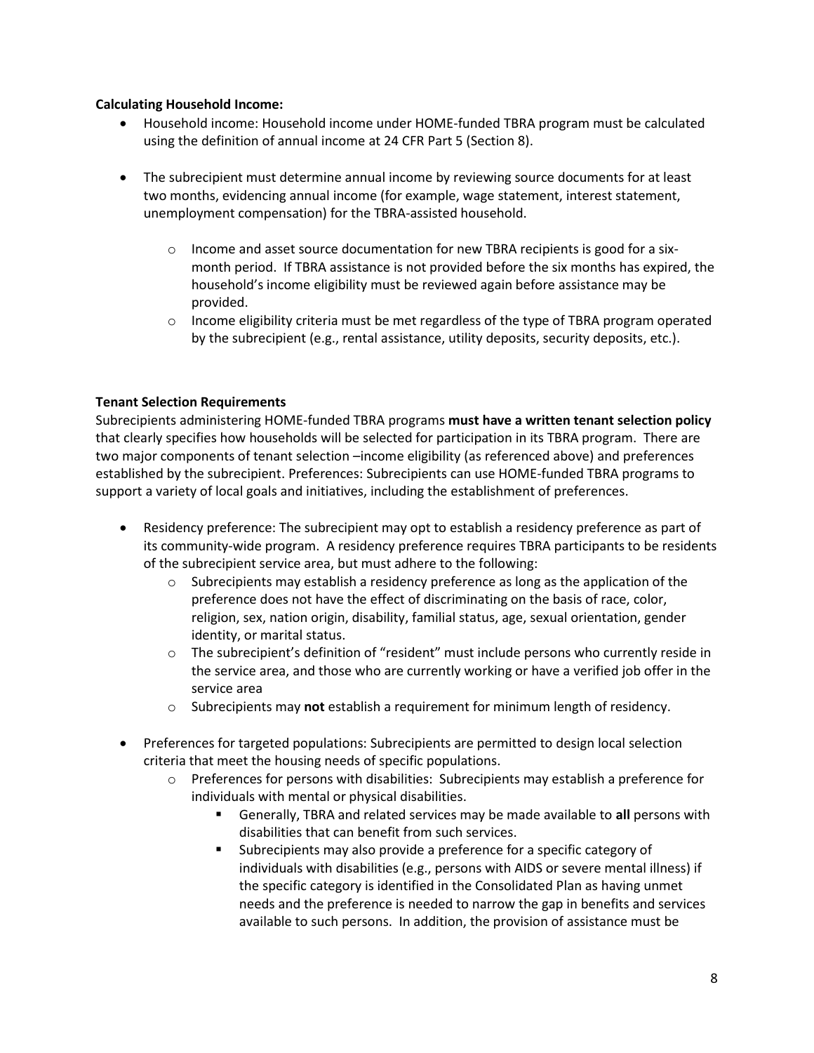**Calculating Household Income:**

- Household income: Household income under HOME-funded TBRA program must be calculated using the definition of annual income at 24 CFR Part 5 (Section 8).
- The subrecipient must determine annual income by reviewing source documents for at least two months, evidencing annual income (for example, wage statement, interest statement, unemployment compensation) for the TBRA-assisted household.
  - Income and asset source documentation for new TBRA recipients is good for a six-month period. If TBRA assistance is not provided before the six months has expired, the household's income eligibility must be reviewed again before assistance may be provided.
  - Income eligibility criteria must be met regardless of the type of TBRA program operated by the subrecipient (e.g., rental assistance, utility deposits, security deposits, etc.).

**Tenant Selection Requirements**

Subrecipients administering HOME-funded TBRA programs **must have a written tenant selection policy** that clearly specifies how households will be selected for participation in its TBRA program. There are two major components of tenant selection –income eligibility (as referenced above) and preferences established by the subrecipient. Preferences: Subrecipients can use HOME-funded TBRA programs to support a variety of local goals and initiatives, including the establishment of preferences.

- Residency preference: The subrecipient may opt to establish a residency preference as part of its community-wide program. A residency preference requires TBRA participants to be residents of the subrecipient service area, but must adhere to the following:
  - Subrecipients may establish a residency preference as long as the application of the preference does not have the effect of discriminating on the basis of race, color, religion, sex, nation origin, disability, familial status, age, sexual orientation, gender identity, or marital status.
  - The subrecipient's definition of "resident" must include persons who currently reside in the service area, and those who are currently working or have a verified job offer in the service area
  - Subrecipients may **not** establish a requirement for minimum length of residency.
- Preferences for targeted populations: Subrecipients are permitted to design local selection criteria that meet the housing needs of specific populations.
  - Preferences for persons with disabilities: Subrecipients may establish a preference for individuals with mental or physical disabilities.
    - Generally, TBRA and related services may be made available to **all** persons with disabilities that can benefit from such services.
    - Subrecipients may also provide a preference for a specific category of individuals with disabilities (e.g., persons with AIDS or severe mental illness) if the specific category is identified in the Consolidated Plan as having unmet needs and the preference is needed to narrow the gap in benefits and services available to such persons. In addition, the provision of assistance must be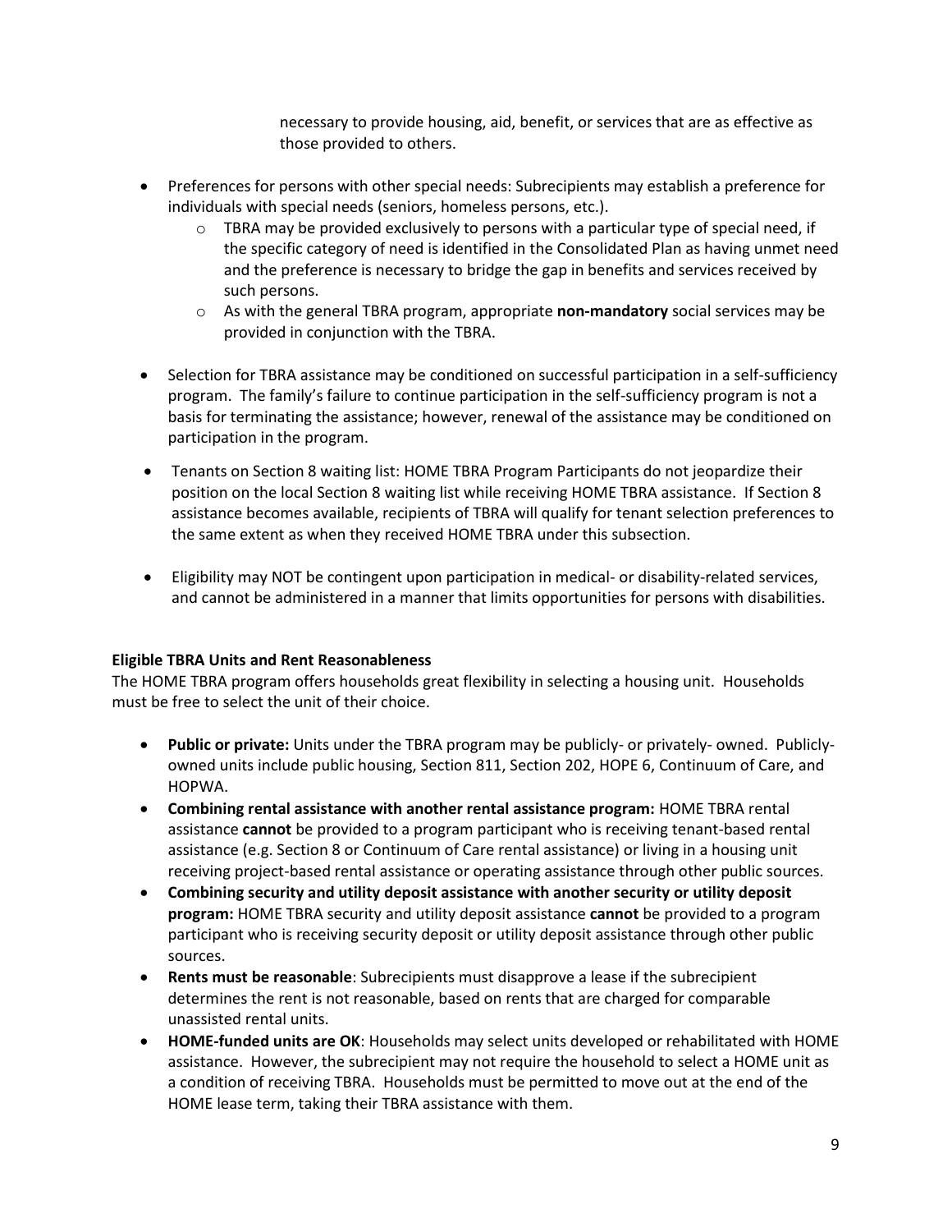necessary to provide housing, aid, benefit, or services that are as effective as those provided to others.

- Preferences for persons with other special needs: Subrecipients may establish a preference for individuals with special needs (seniors, homeless persons, etc.).
    - TBRA may be provided exclusively to persons with a particular type of special need, if the specific category of need is identified in the Consolidated Plan as having unmet need and the preference is necessary to bridge the gap in benefits and services received by such persons.
    - As with the general TBRA program, appropriate **non-mandatory** social services may be provided in conjunction with the TBRA.

- Selection for TBRA assistance may be conditioned on successful participation in a self-sufficiency program. The family's failure to continue participation in the self-sufficiency program is not a basis for terminating the assistance; however, renewal of the assistance may be conditioned on participation in the program.

- Tenants on Section 8 waiting list: HOME TBRA Program Participants do not jeopardize their position on the local Section 8 waiting list while receiving HOME TBRA assistance. If Section 8 assistance becomes available, recipients of TBRA will qualify for tenant selection preferences to the same extent as when they received HOME TBRA under this subsection.

- Eligibility may NOT be contingent upon participation in medical- or disability-related services, and cannot be administered in a manner that limits opportunities for persons with disabilities.

**Eligible TBRA Units and Rent Reasonableness**

The HOME TBRA program offers households great flexibility in selecting a housing unit. Households must be free to select the unit of their choice.

- **Public or private:** Units under the TBRA program may be publicly- or privately- owned. Publicly-owned units include public housing, Section 811, Section 202, HOPE 6, Continuum of Care, and HOPWA.
- **Combining rental assistance with another rental assistance program:** HOME TBRA rental assistance **cannot** be provided to a program participant who is receiving tenant-based rental assistance (e.g. Section 8 or Continuum of Care rental assistance) or living in a housing unit receiving project-based rental assistance or operating assistance through other public sources.
- **Combining security and utility deposit assistance with another security or utility deposit program:** HOME TBRA security and utility deposit assistance **cannot** be provided to a program participant who is receiving security deposit or utility deposit assistance through other public sources.
- **Rents must be reasonable**: Subrecipients must disapprove a lease if the subrecipient determines the rent is not reasonable, based on rents that are charged for comparable unassisted rental units.
- **HOME-funded units are OK**: Households may select units developed or rehabilitated with HOME assistance. However, the subrecipient may not require the household to select a HOME unit as a condition of receiving TBRA. Households must be permitted to move out at the end of the HOME lease term, taking their TBRA assistance with them.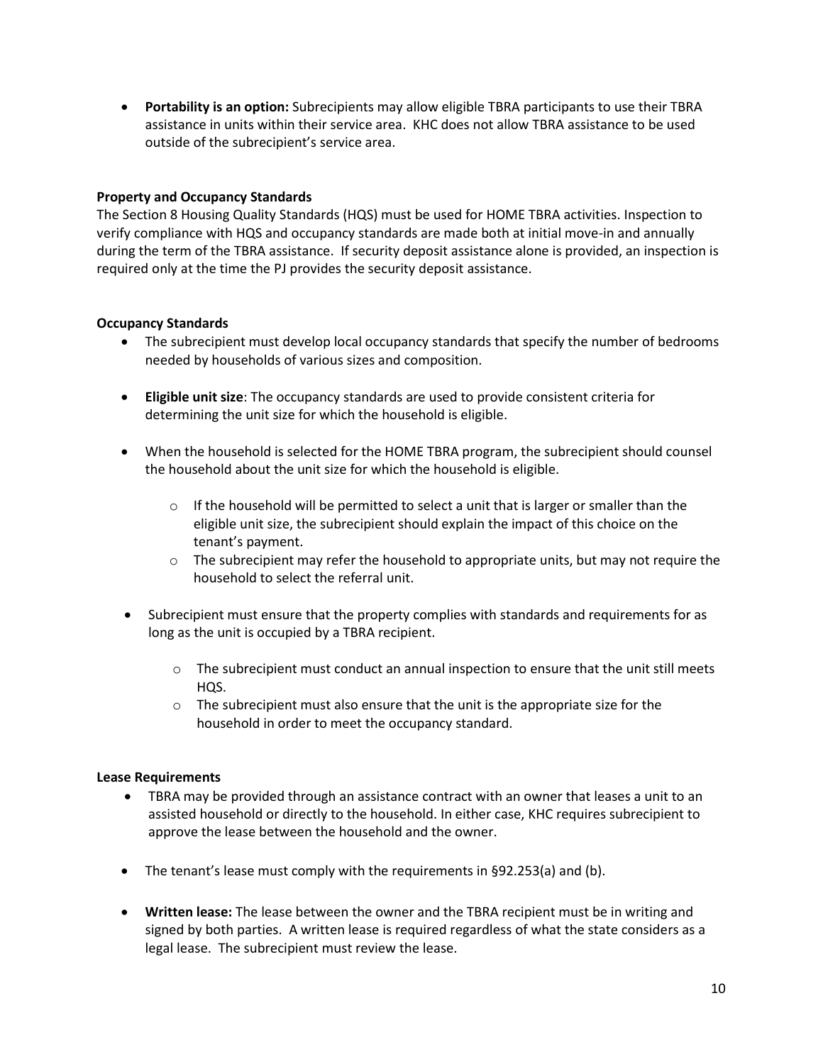- **Portability is an option:** Subrecipients may allow eligible TBRA participants to use their TBRA assistance in units within their service area. KHC does not allow TBRA assistance to be used outside of the subrecipient's service area.

### Property and Occupancy Standards

The Section 8 Housing Quality Standards (HQS) must be used for HOME TBRA activities. Inspection to verify compliance with HQS and occupancy standards are made both at initial move-in and annually during the term of the TBRA assistance. If security deposit assistance alone is provided, an inspection is required only at the time the PJ provides the security deposit assistance.

### Occupancy Standards

- The subrecipient must develop local occupancy standards that specify the number of bedrooms needed by households of various sizes and composition.
- **Eligible unit size**: The occupancy standards are used to provide consistent criteria for determining the unit size for which the household is eligible.
- When the household is selected for the HOME TBRA program, the subrecipient should counsel the household about the unit size for which the household is eligible.
    - If the household will be permitted to select a unit that is larger or smaller than the eligible unit size, the subrecipient should explain the impact of this choice on the tenant's payment.
    - The subrecipient may refer the household to appropriate units, but may not require the household to select the referral unit.
- Subrecipient must ensure that the property complies with standards and requirements for as long as the unit is occupied by a TBRA recipient.
    - The subrecipient must conduct an annual inspection to ensure that the unit still meets HQS.
    - The subrecipient must also ensure that the unit is the appropriate size for the household in order to meet the occupancy standard.

### Lease Requirements

- TBRA may be provided through an assistance contract with an owner that leases a unit to an assisted household or directly to the household. In either case, KHC requires subrecipient to approve the lease between the household and the owner.
- The tenant's lease must comply with the requirements in §92.253(a) and (b).
- **Written lease:** The lease between the owner and the TBRA recipient must be in writing and signed by both parties. A written lease is required regardless of what the state considers as a legal lease. The subrecipient must review the lease.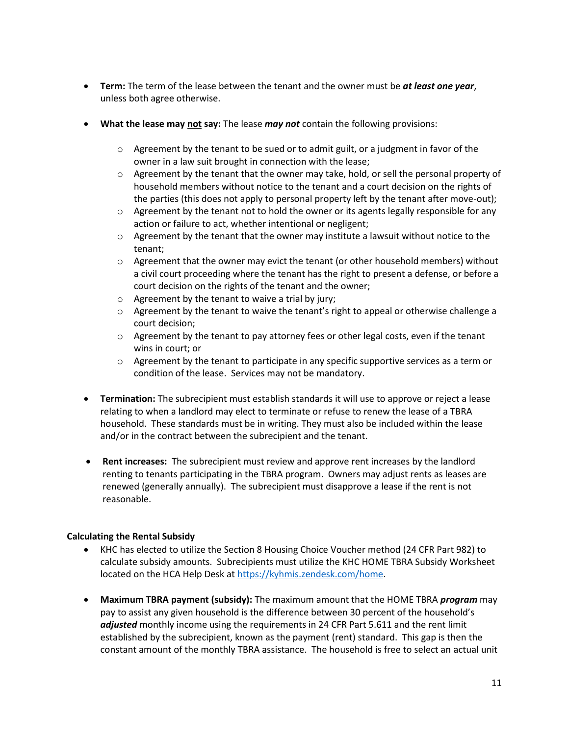- **Term:** The term of the lease between the tenant and the owner must be ***at least one year***, unless both agree otherwise.

- **What the lease may <u>not</u> say:** The lease ***may not*** contain the following provisions:

    - Agreement by the tenant to be sued or to admit guilt, or a judgment in favor of the owner in a law suit brought in connection with the lease;
    - Agreement by the tenant that the owner may take, hold, or sell the personal property of household members without notice to the tenant and a court decision on the rights of the parties (this does not apply to personal property left by the tenant after move-out);
    - Agreement by the tenant not to hold the owner or its agents legally responsible for any action or failure to act, whether intentional or negligent;
    - Agreement by the tenant that the owner may institute a lawsuit without notice to the tenant;
    - Agreement that the owner may evict the tenant (or other household members) without a civil court proceeding where the tenant has the right to present a defense, or before a court decision on the rights of the tenant and the owner;
    - Agreement by the tenant to waive a trial by jury;
    - Agreement by the tenant to waive the tenant's right to appeal or otherwise challenge a court decision;
    - Agreement by the tenant to pay attorney fees or other legal costs, even if the tenant wins in court; or
    - Agreement by the tenant to participate in any specific supportive services as a term or condition of the lease. Services may not be mandatory.

- **Termination:** The subrecipient must establish standards it will use to approve or reject a lease relating to when a landlord may elect to terminate or refuse to renew the lease of a TBRA household. These standards must be in writing. They must also be included within the lease and/or in the contract between the subrecipient and the tenant.

- **Rent increases:** The subrecipient must review and approve rent increases by the landlord renting to tenants participating in the TBRA program. Owners may adjust rents as leases are renewed (generally annually). The subrecipient must disapprove a lease if the rent is not reasonable.

**Calculating the Rental Subsidy**

- KHC has elected to utilize the Section 8 Housing Choice Voucher method (24 CFR Part 982) to calculate subsidy amounts. Subrecipients must utilize the KHC HOME TBRA Subsidy Worksheet located on the HCA Help Desk at https://kyhmis.zendesk.com/home.

- **Maximum TBRA payment (subsidy):** The maximum amount that the HOME TBRA ***program*** may pay to assist any given household is the difference between 30 percent of the household's ***adjusted*** monthly income using the requirements in 24 CFR Part 5.611 and the rent limit established by the subrecipient, known as the payment (rent) standard. This gap is then the constant amount of the monthly TBRA assistance. The household is free to select an actual unit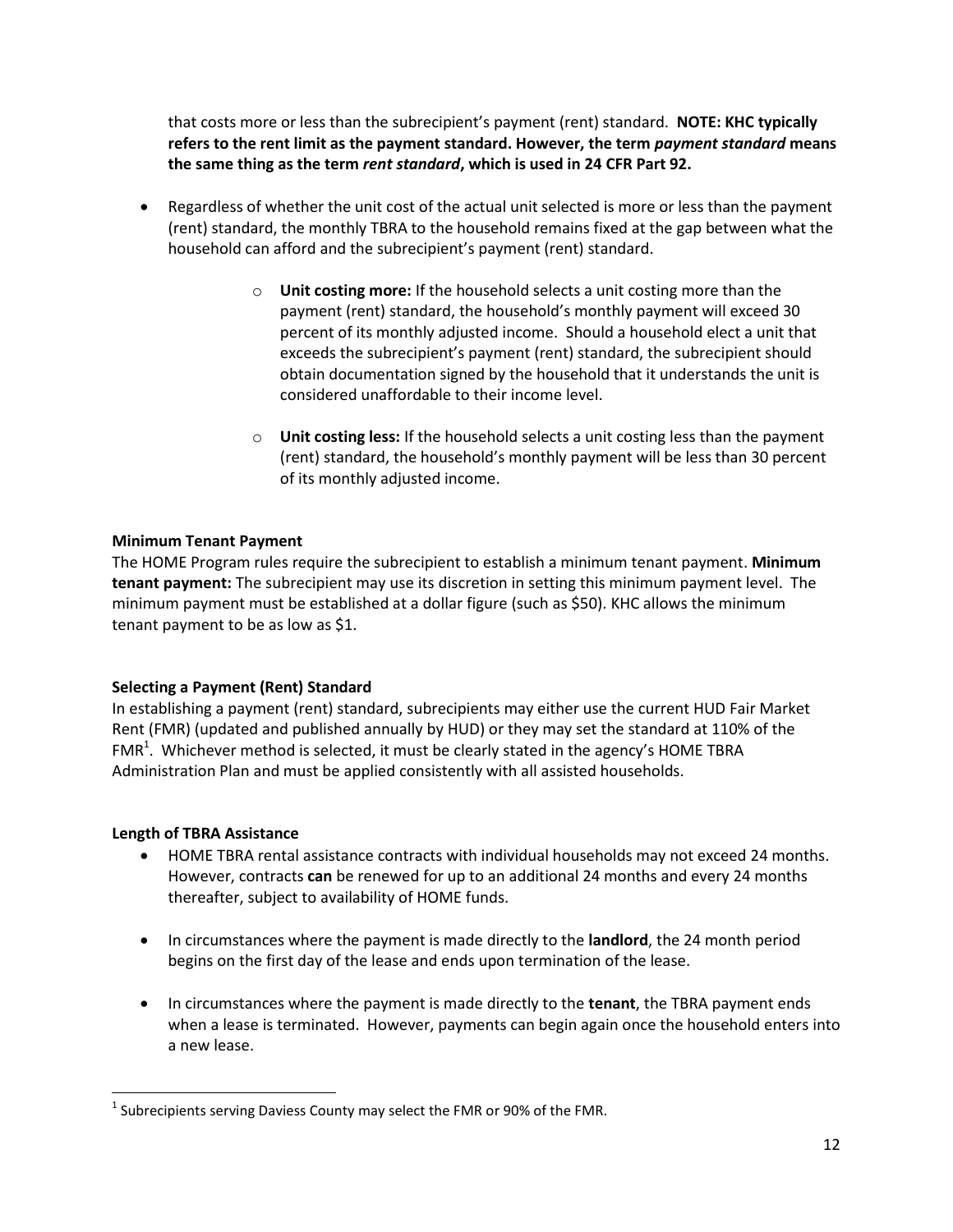that costs more or less than the subrecipient's payment (rent) standard. **NOTE: KHC typically refers to the rent limit as the payment standard. However, the term *payment standard* means the same thing as the term *rent standard*, which is used in 24 CFR Part 92.**

- Regardless of whether the unit cost of the actual unit selected is more or less than the payment (rent) standard, the monthly TBRA to the household remains fixed at the gap between what the household can afford and the subrecipient's payment (rent) standard.
  - **Unit costing more:** If the household selects a unit costing more than the payment (rent) standard, the household's monthly payment will exceed 30 percent of its monthly adjusted income. Should a household elect a unit that exceeds the subrecipient's payment (rent) standard, the subrecipient should obtain documentation signed by the household that it understands the unit is considered unaffordable to their income level.
  - **Unit costing less:** If the household selects a unit costing less than the payment (rent) standard, the household's monthly payment will be less than 30 percent of its monthly adjusted income.

**Minimum Tenant Payment**

The HOME Program rules require the subrecipient to establish a minimum tenant payment. **Minimum tenant payment:** The subrecipient may use its discretion in setting this minimum payment level. The minimum payment must be established at a dollar figure (such as $50). KHC allows the minimum tenant payment to be as low as $1.

**Selecting a Payment (Rent) Standard**

In establishing a payment (rent) standard, subrecipients may either use the current HUD Fair Market Rent (FMR) (updated and published annually by HUD) or they may set the standard at 110% of the FMR[1]. Whichever method is selected, it must be clearly stated in the agency's HOME TBRA Administration Plan and must be applied consistently with all assisted households.

**Length of TBRA Assistance**

- HOME TBRA rental assistance contracts with individual households may not exceed 24 months. However, contracts **can** be renewed for up to an additional 24 months and every 24 months thereafter, subject to availability of HOME funds.
- In circumstances where the payment is made directly to the **landlord**, the 24 month period begins on the first day of the lease and ends upon termination of the lease.
- In circumstances where the payment is made directly to the **tenant**, the TBRA payment ends when a lease is terminated. However, payments can begin again once the household enters into a new lease.

[1] Subrecipients serving Daviess County may select the FMR or 90% of the FMR.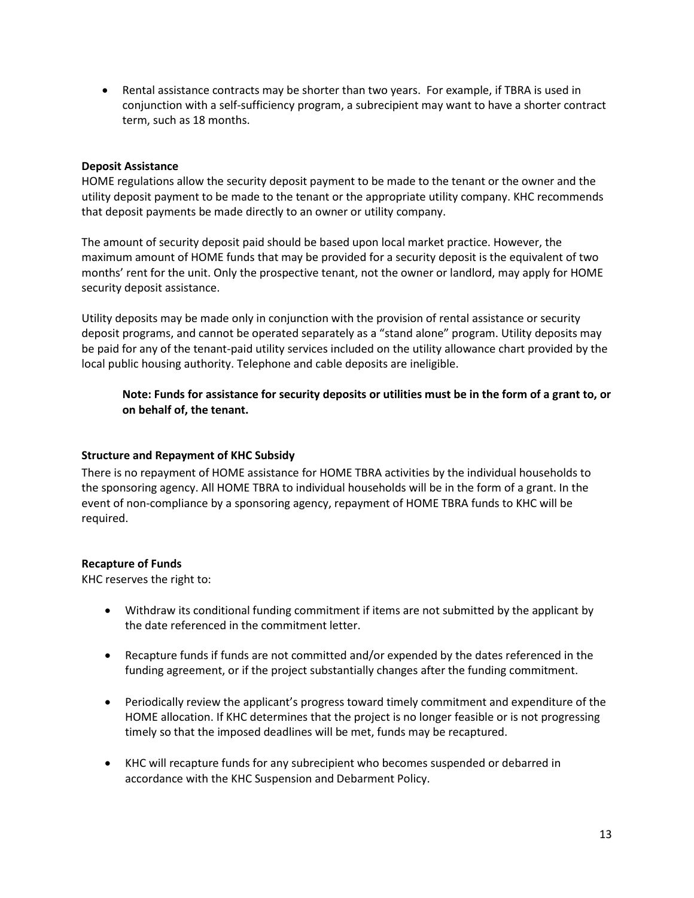- Rental assistance contracts may be shorter than two years. For example, if TBRA is used in conjunction with a self-sufficiency program, a subrecipient may want to have a shorter contract term, such as 18 months.

**Deposit Assistance**

HOME regulations allow the security deposit payment to be made to the tenant or the owner and the utility deposit payment to be made to the tenant or the appropriate utility company. KHC recommends that deposit payments be made directly to an owner or utility company.

The amount of security deposit paid should be based upon local market practice. However, the maximum amount of HOME funds that may be provided for a security deposit is the equivalent of two months' rent for the unit. Only the prospective tenant, not the owner or landlord, may apply for HOME security deposit assistance.

Utility deposits may be made only in conjunction with the provision of rental assistance or security deposit programs, and cannot be operated separately as a "stand alone" program. Utility deposits may be paid for any of the tenant-paid utility services included on the utility allowance chart provided by the local public housing authority. Telephone and cable deposits are ineligible.

> **Note: Funds for assistance for security deposits or utilities must be in the form of a grant to, or on behalf of, the tenant.**

**Structure and Repayment of KHC Subsidy**

There is no repayment of HOME assistance for HOME TBRA activities by the individual households to the sponsoring agency. All HOME TBRA to individual households will be in the form of a grant. In the event of non-compliance by a sponsoring agency, repayment of HOME TBRA funds to KHC will be required.

**Recapture of Funds**

KHC reserves the right to:

- Withdraw its conditional funding commitment if items are not submitted by the applicant by the date referenced in the commitment letter.
- Recapture funds if funds are not committed and/or expended by the dates referenced in the funding agreement, or if the project substantially changes after the funding commitment.
- Periodically review the applicant's progress toward timely commitment and expenditure of the HOME allocation. If KHC determines that the project is no longer feasible or is not progressing timely so that the imposed deadlines will be met, funds may be recaptured.
- KHC will recapture funds for any subrecipient who becomes suspended or debarred in accordance with the KHC Suspension and Debarment Policy.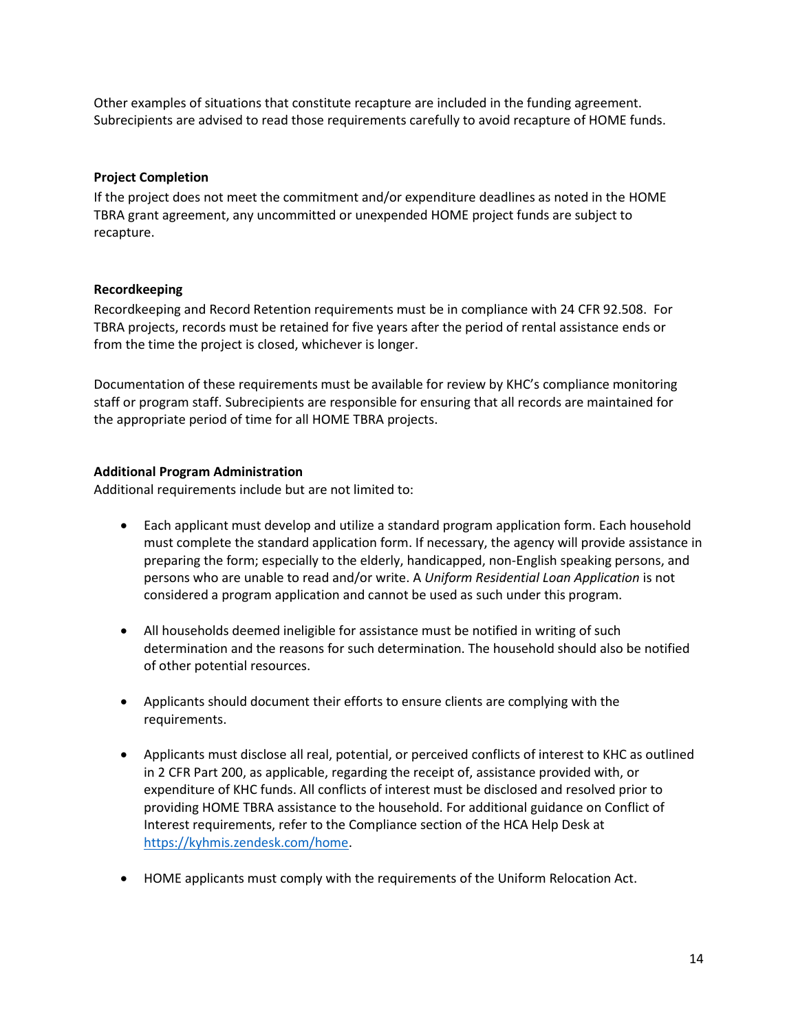Other examples of situations that constitute recapture are included in the funding agreement. Subrecipients are advised to read those requirements carefully to avoid recapture of HOME funds.

**Project Completion**

If the project does not meet the commitment and/or expenditure deadlines as noted in the HOME TBRA grant agreement, any uncommitted or unexpended HOME project funds are subject to recapture.

**Recordkeeping**

Recordkeeping and Record Retention requirements must be in compliance with 24 CFR 92.508. For TBRA projects, records must be retained for five years after the period of rental assistance ends or from the time the project is closed, whichever is longer.

Documentation of these requirements must be available for review by KHC's compliance monitoring staff or program staff. Subrecipients are responsible for ensuring that all records are maintained for the appropriate period of time for all HOME TBRA projects.

**Additional Program Administration**

Additional requirements include but are not limited to:

- Each applicant must develop and utilize a standard program application form. Each household must complete the standard application form. If necessary, the agency will provide assistance in preparing the form; especially to the elderly, handicapped, non-English speaking persons, and persons who are unable to read and/or write. A *Uniform Residential Loan Application* is not considered a program application and cannot be used as such under this program.

- All households deemed ineligible for assistance must be notified in writing of such determination and the reasons for such determination. The household should also be notified of other potential resources.

- Applicants should document their efforts to ensure clients are complying with the requirements.

- Applicants must disclose all real, potential, or perceived conflicts of interest to KHC as outlined in 2 CFR Part 200, as applicable, regarding the receipt of, assistance provided with, or expenditure of KHC funds. All conflicts of interest must be disclosed and resolved prior to providing HOME TBRA assistance to the household. For additional guidance on Conflict of Interest requirements, refer to the Compliance section of the HCA Help Desk at [https://kyhmis.zendesk.com/home](https://kyhmis.zendesk.com/home).

- HOME applicants must comply with the requirements of the Uniform Relocation Act.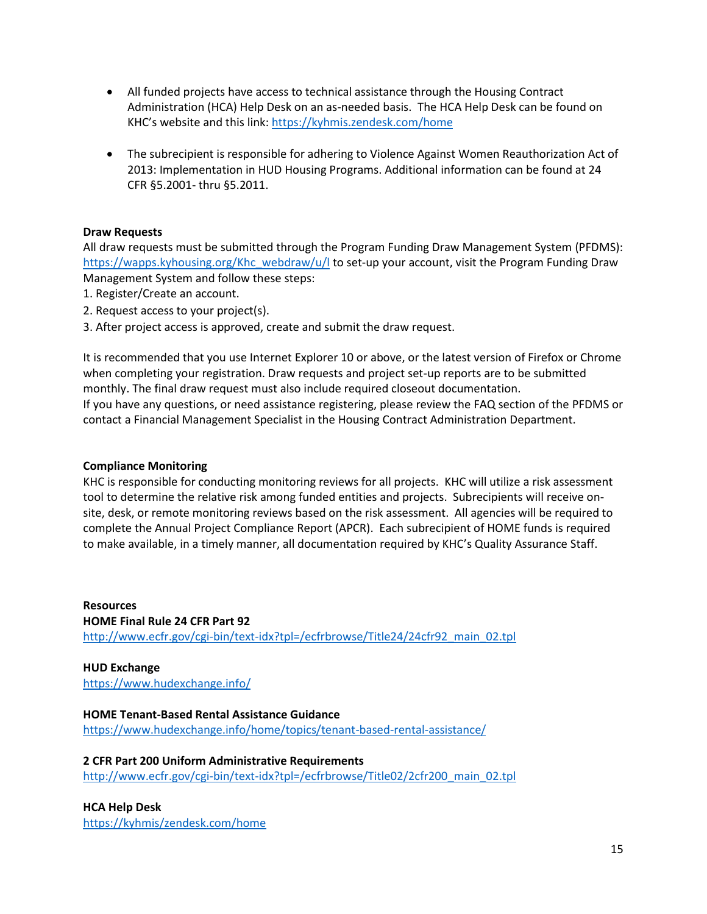- All funded projects have access to technical assistance through the Housing Contract Administration (HCA) Help Desk on an as-needed basis. The HCA Help Desk can be found on KHC's website and this link: https://kyhmis.zendesk.com/home

- The subrecipient is responsible for adhering to Violence Against Women Reauthorization Act of 2013: Implementation in HUD Housing Programs. Additional information can be found at 24 CFR §5.2001- thru §5.2011.

**Draw Requests**

All draw requests must be submitted through the Program Funding Draw Management System (PFDMS): https://wapps.kyhousing.org/Khc_webdraw/u/l to set-up your account, visit the Program Funding Draw Management System and follow these steps:

1. Register/Create an account.
2. Request access to your project(s).
3. After project access is approved, create and submit the draw request.

It is recommended that you use Internet Explorer 10 or above, or the latest version of Firefox or Chrome when completing your registration. Draw requests and project set-up reports are to be submitted monthly. The final draw request must also include required closeout documentation.
If you have any questions, or need assistance registering, please review the FAQ section of the PFDMS or contact a Financial Management Specialist in the Housing Contract Administration Department.

**Compliance Monitoring**

KHC is responsible for conducting monitoring reviews for all projects. KHC will utilize a risk assessment tool to determine the relative risk among funded entities and projects. Subrecipients will receive on-site, desk, or remote monitoring reviews based on the risk assessment. All agencies will be required to complete the Annual Project Compliance Report (APCR). Each subrecipient of HOME funds is required to make available, in a timely manner, all documentation required by KHC's Quality Assurance Staff.

**Resources**

**HOME Final Rule 24 CFR Part 92**
http://www.ecfr.gov/cgi-bin/text-idx?tpl=/ecfrbrowse/Title24/24cfr92_main_02.tpl

**HUD Exchange**
https://www.hudexchange.info/

**HOME Tenant-Based Rental Assistance Guidance**
https://www.hudexchange.info/home/topics/tenant-based-rental-assistance/

**2 CFR Part 200 Uniform Administrative Requirements**
http://www.ecfr.gov/cgi-bin/text-idx?tpl=/ecfrbrowse/Title02/2cfr200_main_02.tpl

**HCA Help Desk**
https://kyhmis/zendesk.com/home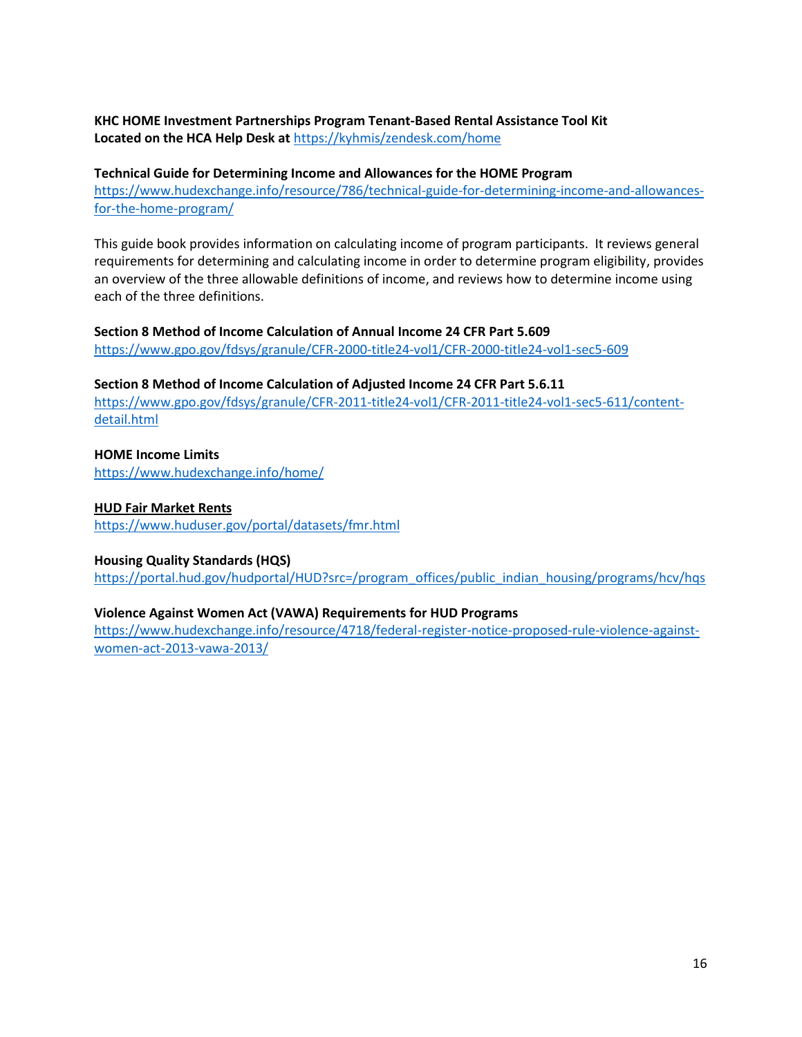**KHC HOME Investment Partnerships Program Tenant-Based Rental Assistance Tool Kit**
**Located on the HCA Help Desk at** https://kyhmis/zendesk.com/home

**Technical Guide for Determining Income and Allowances for the HOME Program**
https://www.hudexchange.info/resource/786/technical-guide-for-determining-income-and-allowances-for-the-home-program/

This guide book provides information on calculating income of program participants. It reviews general requirements for determining and calculating income in order to determine program eligibility, provides an overview of the three allowable definitions of income, and reviews how to determine income using each of the three definitions.

**Section 8 Method of Income Calculation of Annual Income 24 CFR Part 5.609**
https://www.gpo.gov/fdsys/granule/CFR-2000-title24-vol1/CFR-2000-title24-vol1-sec5-609

**Section 8 Method of Income Calculation of Adjusted Income 24 CFR Part 5.6.11**
https://www.gpo.gov/fdsys/granule/CFR-2011-title24-vol1/CFR-2011-title24-vol1-sec5-611/content-detail.html

**HOME Income Limits**
https://www.hudexchange.info/home/

**HUD Fair Market Rents**
https://www.huduser.gov/portal/datasets/fmr.html

**Housing Quality Standards (HQS)**
https://portal.hud.gov/hudportal/HUD?src=/program_offices/public_indian_housing/programs/hcv/hqs

**Violence Against Women Act (VAWA) Requirements for HUD Programs**
https://www.hudexchange.info/resource/4718/federal-register-notice-proposed-rule-violence-against-women-act-2013-vawa-2013/